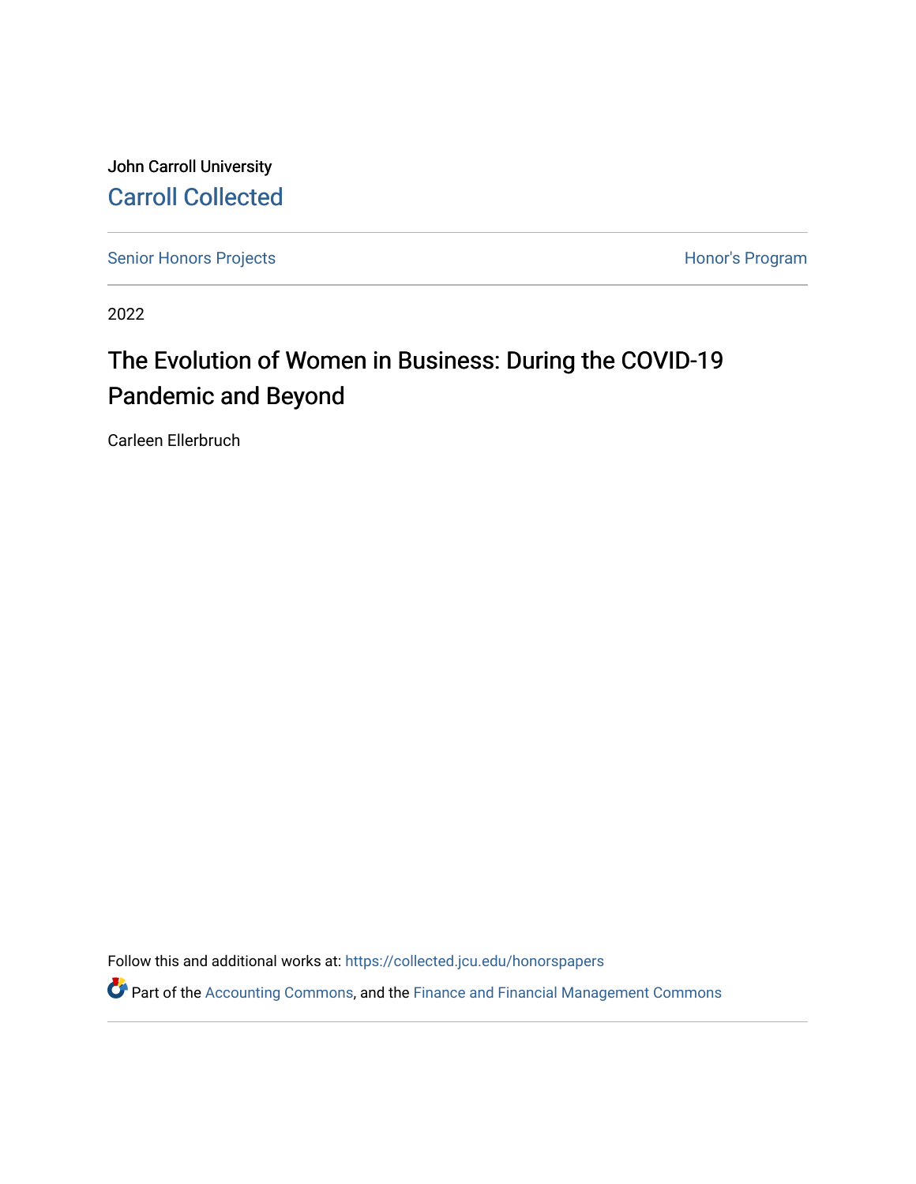John Carroll University

Carroll Collected

Senior Honors Projects | Honor's Program

2022

# The Evolution of Women in Business: During the COVID-19 Pandemic and Beyond

Carleen Ellerbruch

Follow this and additional works at: https://collected.jcu.edu/honorspapers

Part of the Accounting Commons, and the Finance and Financial Management Commons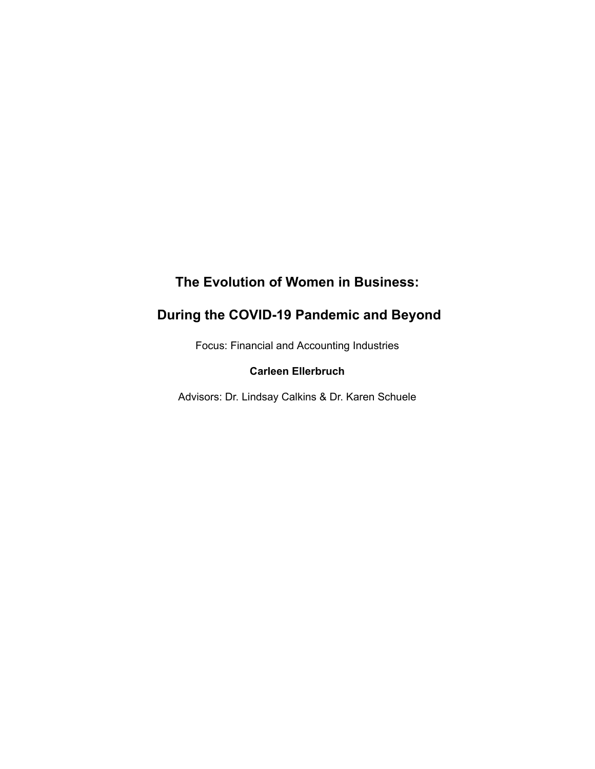# The Evolution of Women in Business:

# During the COVID-19 Pandemic and Beyond

Focus: Financial and Accounting Industries

**Carleen Ellerbruch**

Advisors: Dr. Lindsay Calkins & Dr. Karen Schuele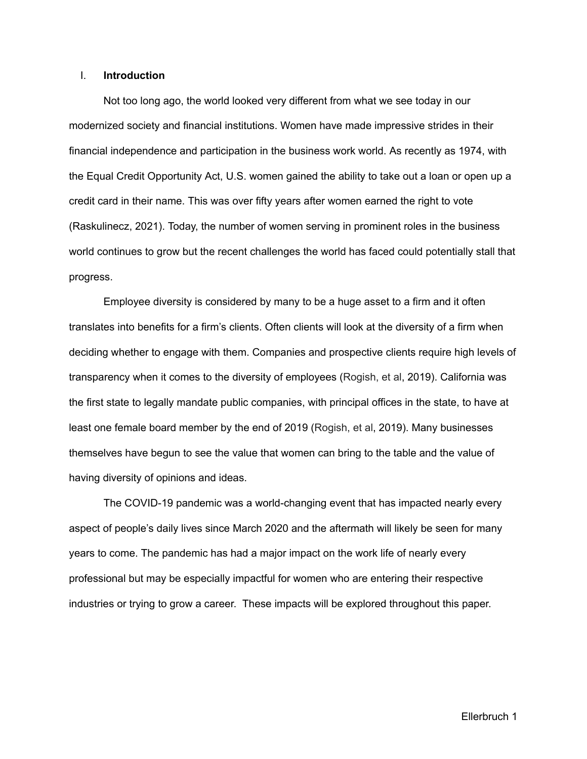## I. Introduction

Not too long ago, the world looked very different from what we see today in our modernized society and financial institutions. Women have made impressive strides in their financial independence and participation in the business work world. As recently as 1974, with the Equal Credit Opportunity Act, U.S. women gained the ability to take out a loan or open up a credit card in their name. This was over fifty years after women earned the right to vote (Raskulinecz, 2021). Today, the number of women serving in prominent roles in the business world continues to grow but the recent challenges the world has faced could potentially stall that progress.

Employee diversity is considered by many to be a huge asset to a firm and it often translates into benefits for a firm's clients. Often clients will look at the diversity of a firm when deciding whether to engage with them. Companies and prospective clients require high levels of transparency when it comes to the diversity of employees (Rogish, et al, 2019). California was the first state to legally mandate public companies, with principal offices in the state, to have at least one female board member by the end of 2019 (Rogish, et al, 2019). Many businesses themselves have begun to see the value that women can bring to the table and the value of having diversity of opinions and ideas.

The COVID-19 pandemic was a world-changing event that has impacted nearly every aspect of people's daily lives since March 2020 and the aftermath will likely be seen for many years to come. The pandemic has had a major impact on the work life of nearly every professional but may be especially impactful for women who are entering their respective industries or trying to grow a career. These impacts will be explored throughout this paper.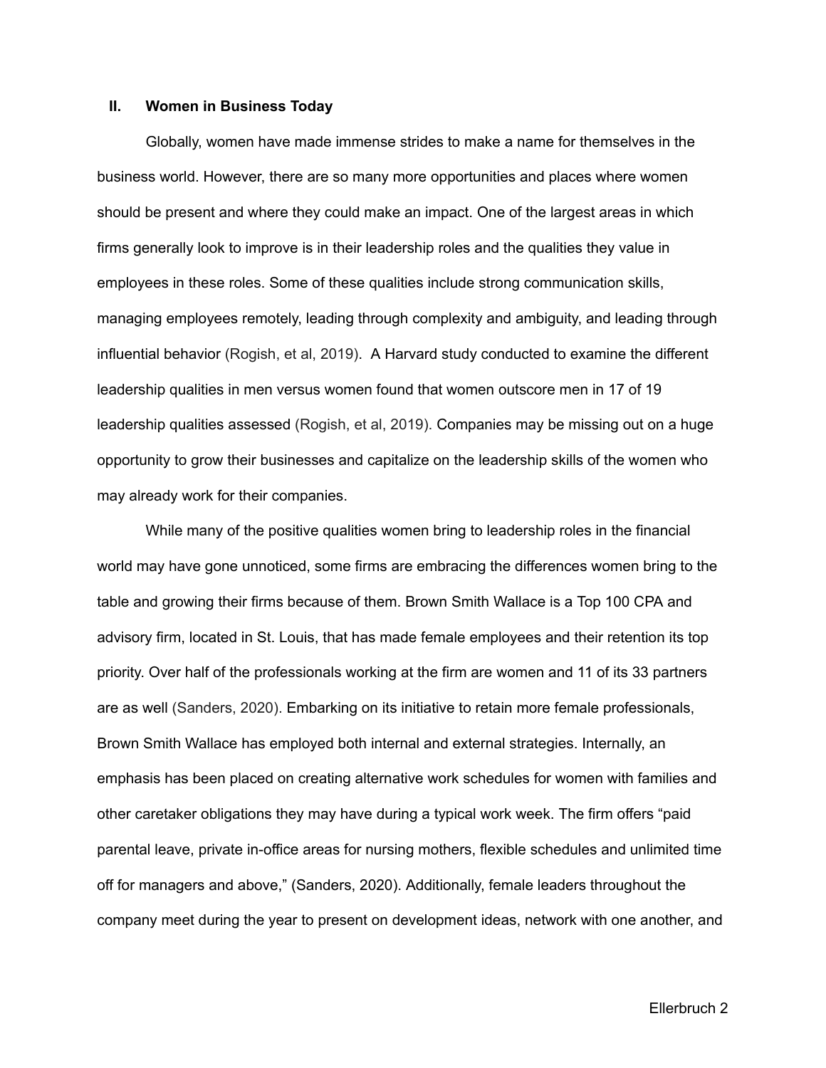## II. Women in Business Today

Globally, women have made immense strides to make a name for themselves in the business world. However, there are so many more opportunities and places where women should be present and where they could make an impact. One of the largest areas in which firms generally look to improve is in their leadership roles and the qualities they value in employees in these roles. Some of these qualities include strong communication skills, managing employees remotely, leading through complexity and ambiguity, and leading through influential behavior (Rogish, et al, 2019). A Harvard study conducted to examine the different leadership qualities in men versus women found that women outscore men in 17 of 19 leadership qualities assessed (Rogish, et al, 2019). Companies may be missing out on a huge opportunity to grow their businesses and capitalize on the leadership skills of the women who may already work for their companies.

While many of the positive qualities women bring to leadership roles in the financial world may have gone unnoticed, some firms are embracing the differences women bring to the table and growing their firms because of them. Brown Smith Wallace is a Top 100 CPA and advisory firm, located in St. Louis, that has made female employees and their retention its top priority. Over half of the professionals working at the firm are women and 11 of its 33 partners are as well (Sanders, 2020). Embarking on its initiative to retain more female professionals, Brown Smith Wallace has employed both internal and external strategies. Internally, an emphasis has been placed on creating alternative work schedules for women with families and other caretaker obligations they may have during a typical work week. The firm offers "paid parental leave, private in-office areas for nursing mothers, flexible schedules and unlimited time off for managers and above," (Sanders, 2020). Additionally, female leaders throughout the company meet during the year to present on development ideas, network with one another, and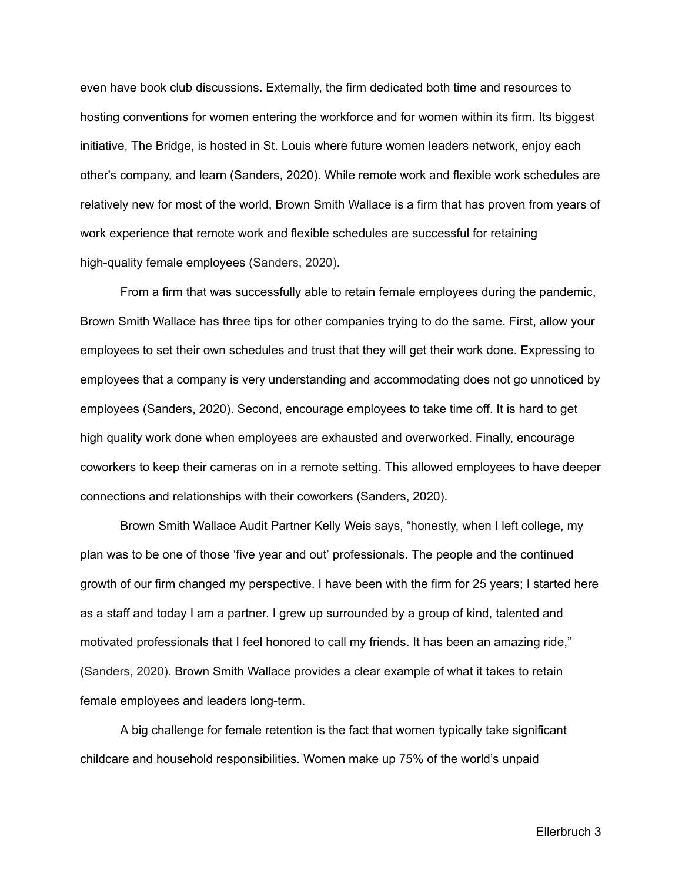even have book club discussions. Externally, the firm dedicated both time and resources to hosting conventions for women entering the workforce and for women within its firm. Its biggest initiative, The Bridge, is hosted in St. Louis where future women leaders network, enjoy each other's company, and learn (Sanders, 2020). While remote work and flexible work schedules are relatively new for most of the world, Brown Smith Wallace is a firm that has proven from years of work experience that remote work and flexible schedules are successful for retaining high-quality female employees (Sanders, 2020).

From a firm that was successfully able to retain female employees during the pandemic, Brown Smith Wallace has three tips for other companies trying to do the same. First, allow your employees to set their own schedules and trust that they will get their work done. Expressing to employees that a company is very understanding and accommodating does not go unnoticed by employees (Sanders, 2020). Second, encourage employees to take time off. It is hard to get high quality work done when employees are exhausted and overworked. Finally, encourage coworkers to keep their cameras on in a remote setting. This allowed employees to have deeper connections and relationships with their coworkers (Sanders, 2020).

Brown Smith Wallace Audit Partner Kelly Weis says, "honestly, when I left college, my plan was to be one of those 'five year and out' professionals. The people and the continued growth of our firm changed my perspective. I have been with the firm for 25 years; I started here as a staff and today I am a partner. I grew up surrounded by a group of kind, talented and motivated professionals that I feel honored to call my friends. It has been an amazing ride," (Sanders, 2020). Brown Smith Wallace provides a clear example of what it takes to retain female employees and leaders long-term.

A big challenge for female retention is the fact that women typically take significant childcare and household responsibilities. Women make up 75% of the world's unpaid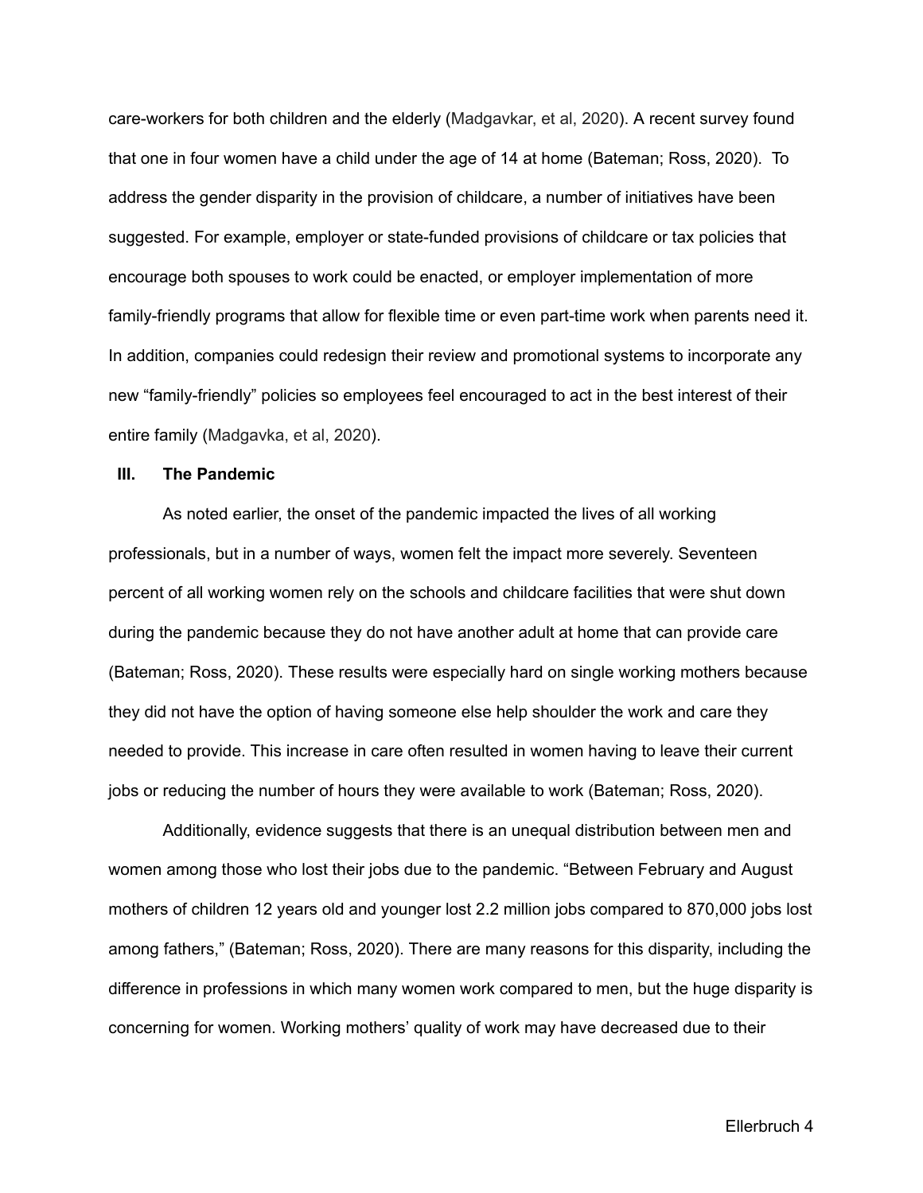care-workers for both children and the elderly (Madgavkar, et al, 2020). A recent survey found that one in four women have a child under the age of 14 at home (Bateman; Ross, 2020). To address the gender disparity in the provision of childcare, a number of initiatives have been suggested. For example, employer or state-funded provisions of childcare or tax policies that encourage both spouses to work could be enacted, or employer implementation of more family-friendly programs that allow for flexible time or even part-time work when parents need it. In addition, companies could redesign their review and promotional systems to incorporate any new "family-friendly" policies so employees feel encouraged to act in the best interest of their entire family (Madgavka, et al, 2020).

## III. The Pandemic

As noted earlier, the onset of the pandemic impacted the lives of all working professionals, but in a number of ways, women felt the impact more severely. Seventeen percent of all working women rely on the schools and childcare facilities that were shut down during the pandemic because they do not have another adult at home that can provide care (Bateman; Ross, 2020). These results were especially hard on single working mothers because they did not have the option of having someone else help shoulder the work and care they needed to provide. This increase in care often resulted in women having to leave their current jobs or reducing the number of hours they were available to work (Bateman; Ross, 2020).

Additionally, evidence suggests that there is an unequal distribution between men and women among those who lost their jobs due to the pandemic. "Between February and August mothers of children 12 years old and younger lost 2.2 million jobs compared to 870,000 jobs lost among fathers," (Bateman; Ross, 2020). There are many reasons for this disparity, including the difference in professions in which many women work compared to men, but the huge disparity is concerning for women. Working mothers' quality of work may have decreased due to their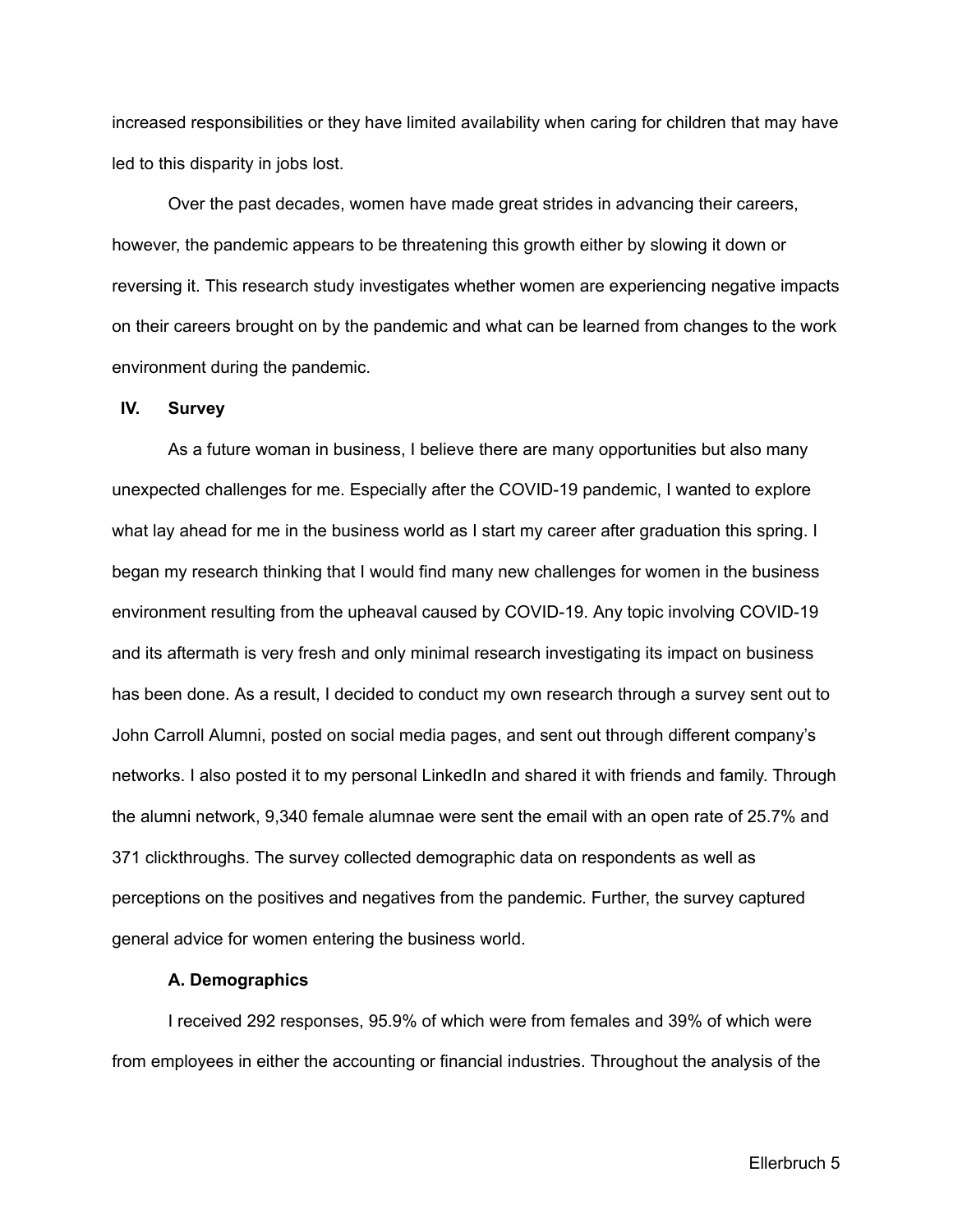increased responsibilities or they have limited availability when caring for children that may have led to this disparity in jobs lost.

Over the past decades, women have made great strides in advancing their careers, however, the pandemic appears to be threatening this growth either by slowing it down or reversing it. This research study investigates whether women are experiencing negative impacts on their careers brought on by the pandemic and what can be learned from changes to the work environment during the pandemic.

## IV. Survey

As a future woman in business, I believe there are many opportunities but also many unexpected challenges for me. Especially after the COVID-19 pandemic, I wanted to explore what lay ahead for me in the business world as I start my career after graduation this spring. I began my research thinking that I would find many new challenges for women in the business environment resulting from the upheaval caused by COVID-19. Any topic involving COVID-19 and its aftermath is very fresh and only minimal research investigating its impact on business has been done. As a result, I decided to conduct my own research through a survey sent out to John Carroll Alumni, posted on social media pages, and sent out through different company's networks. I also posted it to my personal LinkedIn and shared it with friends and family. Through the alumni network, 9,340 female alumnae were sent the email with an open rate of 25.7% and 371 clickthroughs. The survey collected demographic data on respondents as well as perceptions on the positives and negatives from the pandemic. Further, the survey captured general advice for women entering the business world.

### A. Demographics

I received 292 responses, 95.9% of which were from females and 39% of which were from employees in either the accounting or financial industries. Throughout the analysis of the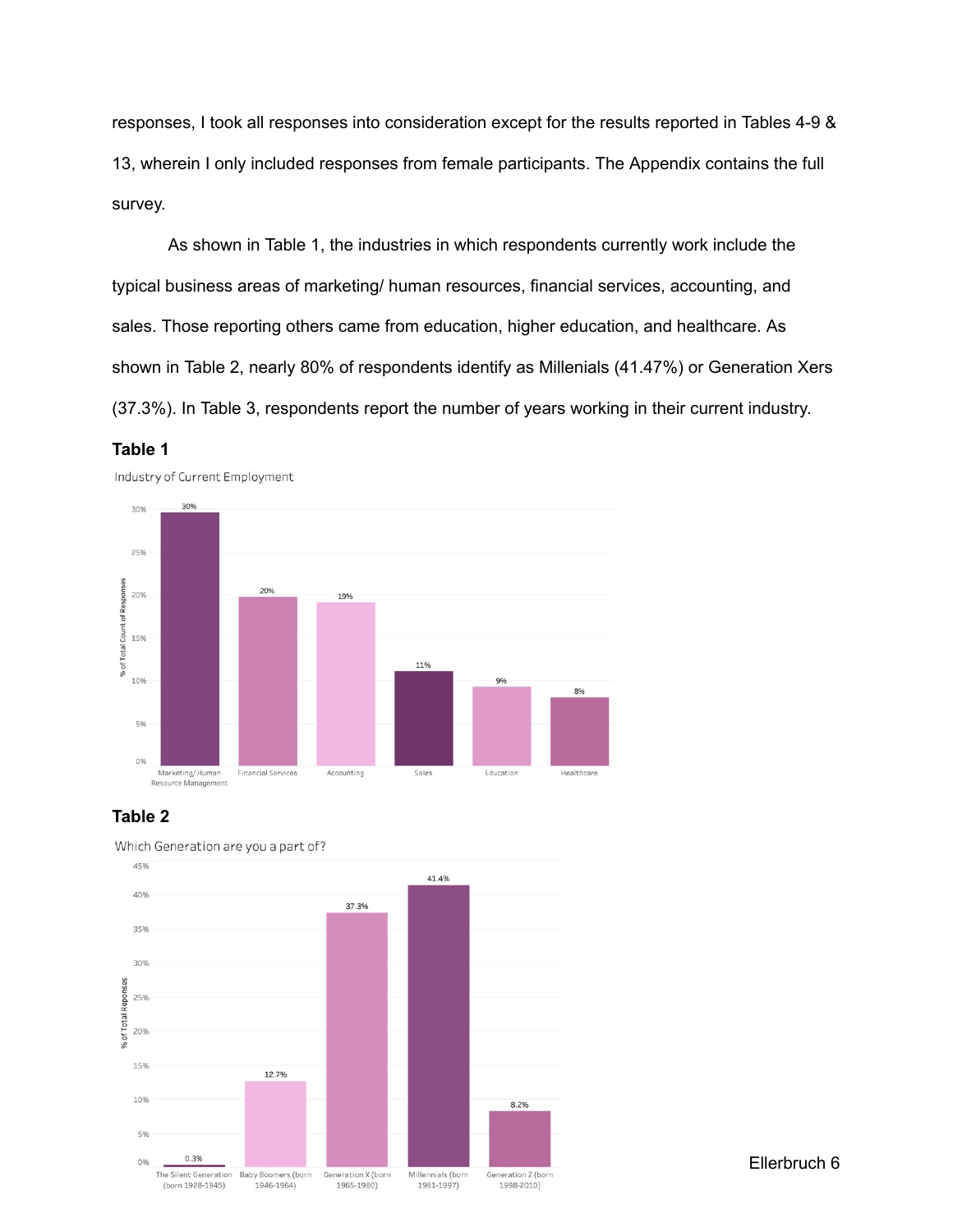responses, I took all responses into consideration except for the results reported in Tables 4-9 & 13, wherein I only included responses from female participants. The Appendix contains the full survey.

As shown in Table 1, the industries in which respondents currently work include the typical business areas of marketing/ human resources, financial services, accounting, and sales. Those reporting others came from education, higher education, and healthcare. As shown in Table 2, nearly 80% of respondents identify as Millenials (41.47%) or Generation Xers (37.3%). In Table 3, respondents report the number of years working in their current industry.

**Table 1**

Industry of Current Employment

| Industry | % of Total Count of Responses |
|---|---|
| Marketing/ Human Resource Management | 30% |
| Financial Services | 20% |
| Accounting | 19% |
| Sales | 11% |
| Education | 9% |
| Healthcare | 8% |

**Table 2**

Which Generation are you a part of?

| Generation | % of Total Reponses |
|---|---|
| The Silent Generation (born 1928-1945) | 0.3% |
| Baby Boomers (born 1946-1964) | 12.7% |
| Generation X (born 1965-1980) | 37.3% |
| Millennials (born 1981-1997) | 41.4% |
| Generation Z (born 1998-2010) | 8.2% |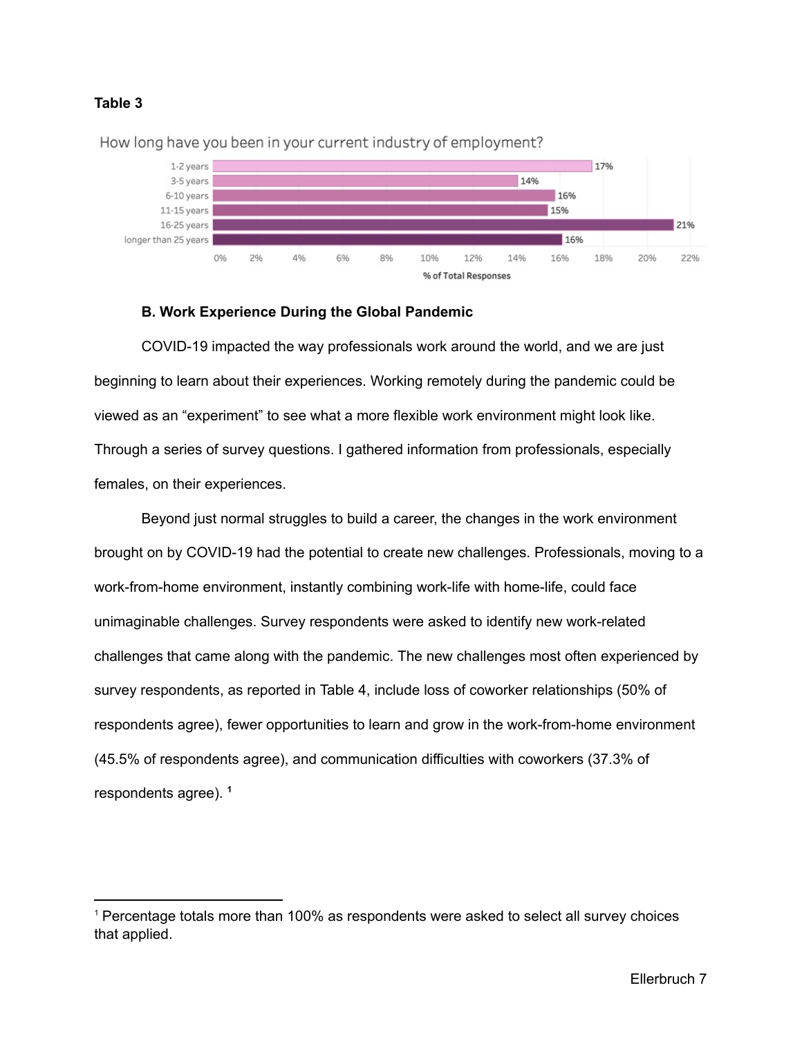**Table 3**

How long have you been in your current industry of employment?

| Years | % of Total Responses |
| --- | --- |
| 1-2 years | 17% |
| 3-5 years | 14% |
| 6-10 years | 16% |
| 11-15 years | 15% |
| 16-25 years | 21% |
| longer than 25 years | 16% |

### B. Work Experience During the Global Pandemic

COVID-19 impacted the way professionals work around the world, and we are just beginning to learn about their experiences. Working remotely during the pandemic could be viewed as an "experiment" to see what a more flexible work environment might look like. Through a series of survey questions. I gathered information from professionals, especially females, on their experiences.

Beyond just normal struggles to build a career, the changes in the work environment brought on by COVID-19 had the potential to create new challenges. Professionals, moving to a work-from-home environment, instantly combining work-life with home-life, could face unimaginable challenges. Survey respondents were asked to identify new work-related challenges that came along with the pandemic. The new challenges most often experienced by survey respondents, as reported in Table 4, include loss of coworker relationships (50% of respondents agree), fewer opportunities to learn and grow in the work-from-home environment (45.5% of respondents agree), and communication difficulties with coworkers (37.3% of respondents agree). [1]

[1] Percentage totals more than 100% as respondents were asked to select all survey choices that applied.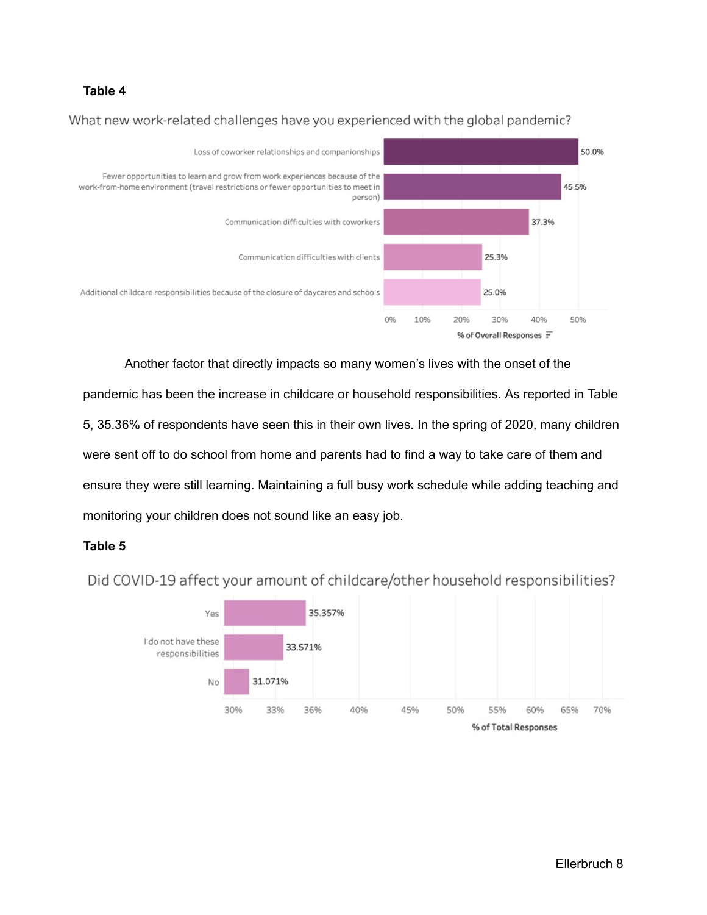**Table 4**

What new work-related challenges have you experienced with the global pandemic?

| Challenge | % of Overall Responses |
| --- | --- |
| Loss of coworker relationships and companionships | 50.0% |
| Fewer opportunities to learn and grow from work experiences because of the work-from-home environment (travel restrictions or fewer opportunities to meet in person) | 45.5% |
| Communication difficulties with coworkers | 37.3% |
| Communication difficulties with clients | 25.3% |
| Additional childcare responsibilities because of the closure of daycares and schools | 25.0% |

Another factor that directly impacts so many women's lives with the onset of the pandemic has been the increase in childcare or household responsibilities. As reported in Table 5, 35.36% of respondents have seen this in their own lives. In the spring of 2020, many children were sent off to do school from home and parents had to find a way to take care of them and ensure they were still learning. Maintaining a full busy work schedule while adding teaching and monitoring your children does not sound like an easy job.

**Table 5**

Did COVID-19 affect your amount of childcare/other household responsibilities?

| Response | % of Total Responses |
| --- | --- |
| Yes | 35.357% |
| I do not have these responsibilities | 33.571% |
| No | 31.071% |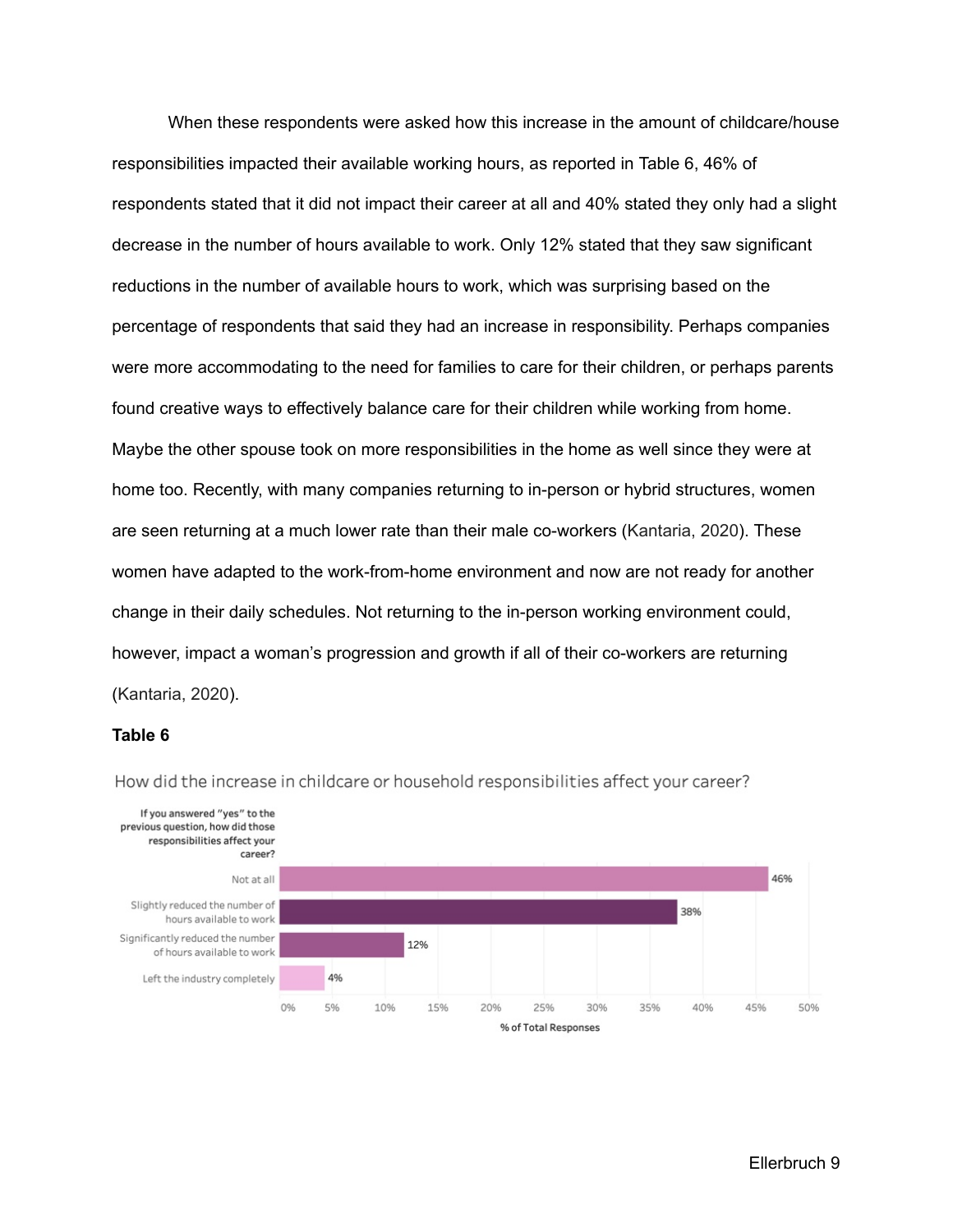When these respondents were asked how this increase in the amount of childcare/house responsibilities impacted their available working hours, as reported in Table 6, 46% of respondents stated that it did not impact their career at all and 40% stated they only had a slight decrease in the number of hours available to work. Only 12% stated that they saw significant reductions in the number of available hours to work, which was surprising based on the percentage of respondents that said they had an increase in responsibility. Perhaps companies were more accommodating to the need for families to care for their children, or perhaps parents found creative ways to effectively balance care for their children while working from home. Maybe the other spouse took on more responsibilities in the home as well since they were at home too. Recently, with many companies returning to in-person or hybrid structures, women are seen returning at a much lower rate than their male co-workers (Kantaria, 2020). These women have adapted to the work-from-home environment and now are not ready for another change in their daily schedules. Not returning to the in-person working environment could, however, impact a woman's progression and growth if all of their co-workers are returning (Kantaria, 2020).

**Table 6**

How did the increase in childcare or household responsibilities affect your career?

| If you answered "yes" to the previous question, how did those responsibilities affect your career? | % of Total Responses |
|---|---|
| Not at all | 46% |
| Slightly reduced the number of hours available to work | 38% |
| Significantly reduced the number of hours available to work | 12% |
| Left the industry completely | 4% |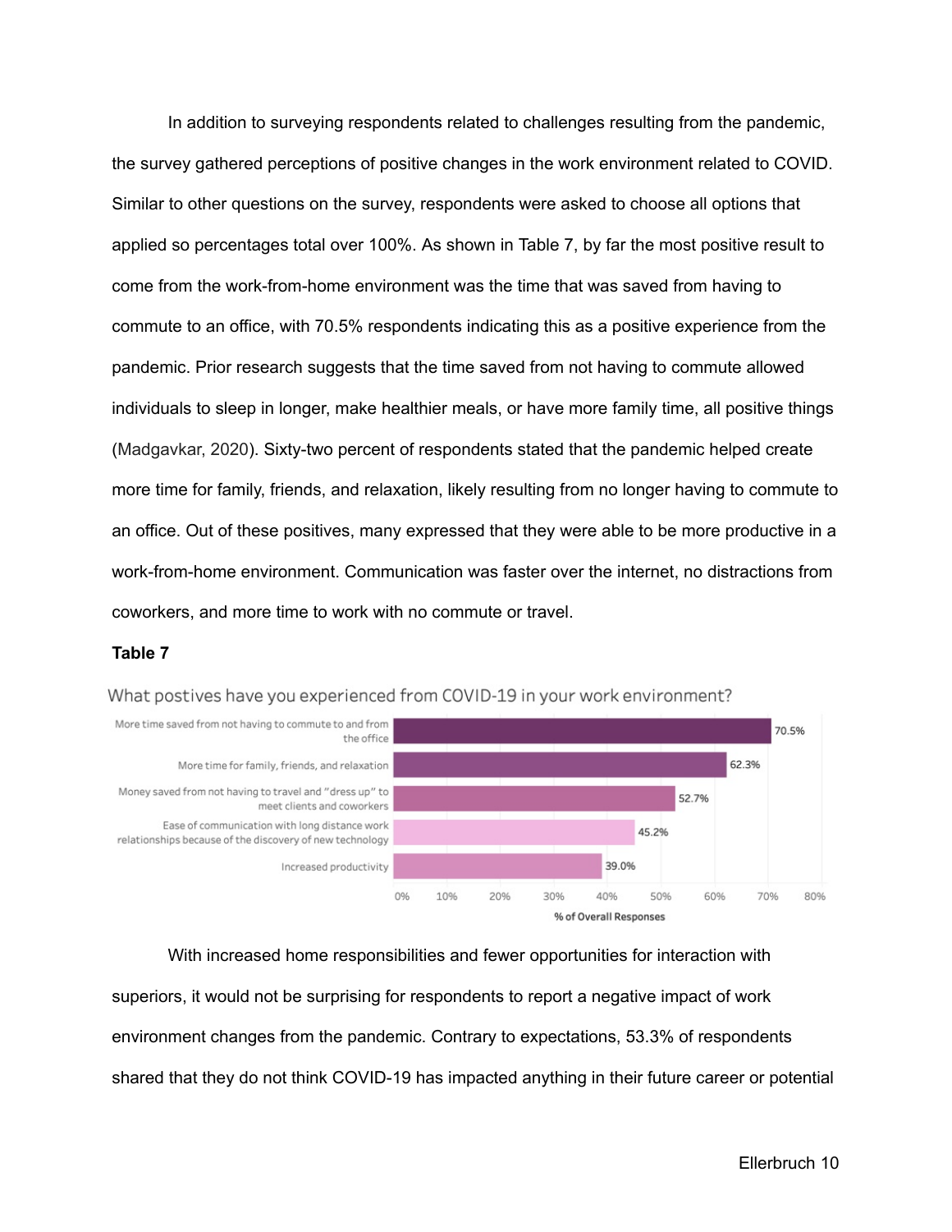In addition to surveying respondents related to challenges resulting from the pandemic, the survey gathered perceptions of positive changes in the work environment related to COVID. Similar to other questions on the survey, respondents were asked to choose all options that applied so percentages total over 100%. As shown in Table 7, by far the most positive result to come from the work-from-home environment was the time that was saved from having to commute to an office, with 70.5% respondents indicating this as a positive experience from the pandemic. Prior research suggests that the time saved from not having to commute allowed individuals to sleep in longer, make healthier meals, or have more family time, all positive things (Madgavkar, 2020). Sixty-two percent of respondents stated that the pandemic helped create more time for family, friends, and relaxation, likely resulting from no longer having to commute to an office. Out of these positives, many expressed that they were able to be more productive in a work-from-home environment. Communication was faster over the internet, no distractions from coworkers, and more time to work with no commute or travel.

**Table 7**

What postives have you experienced from COVID-19 in your work environment?

| Response | % of Overall Responses |
| --- | --- |
| More time saved from not having to commute to and from the office | 70.5% |
| More time for family, friends, and relaxation | 62.3% |
| Money saved from not having to travel and "dress up" to meet clients and coworkers | 52.7% |
| Ease of communication with long distance work relationships because of the discovery of new technology | 45.2% |
| Increased productivity | 39.0% |

With increased home responsibilities and fewer opportunities for interaction with superiors, it would not be surprising for respondents to report a negative impact of work environment changes from the pandemic. Contrary to expectations, 53.3% of respondents shared that they do not think COVID-19 has impacted anything in their future career or potential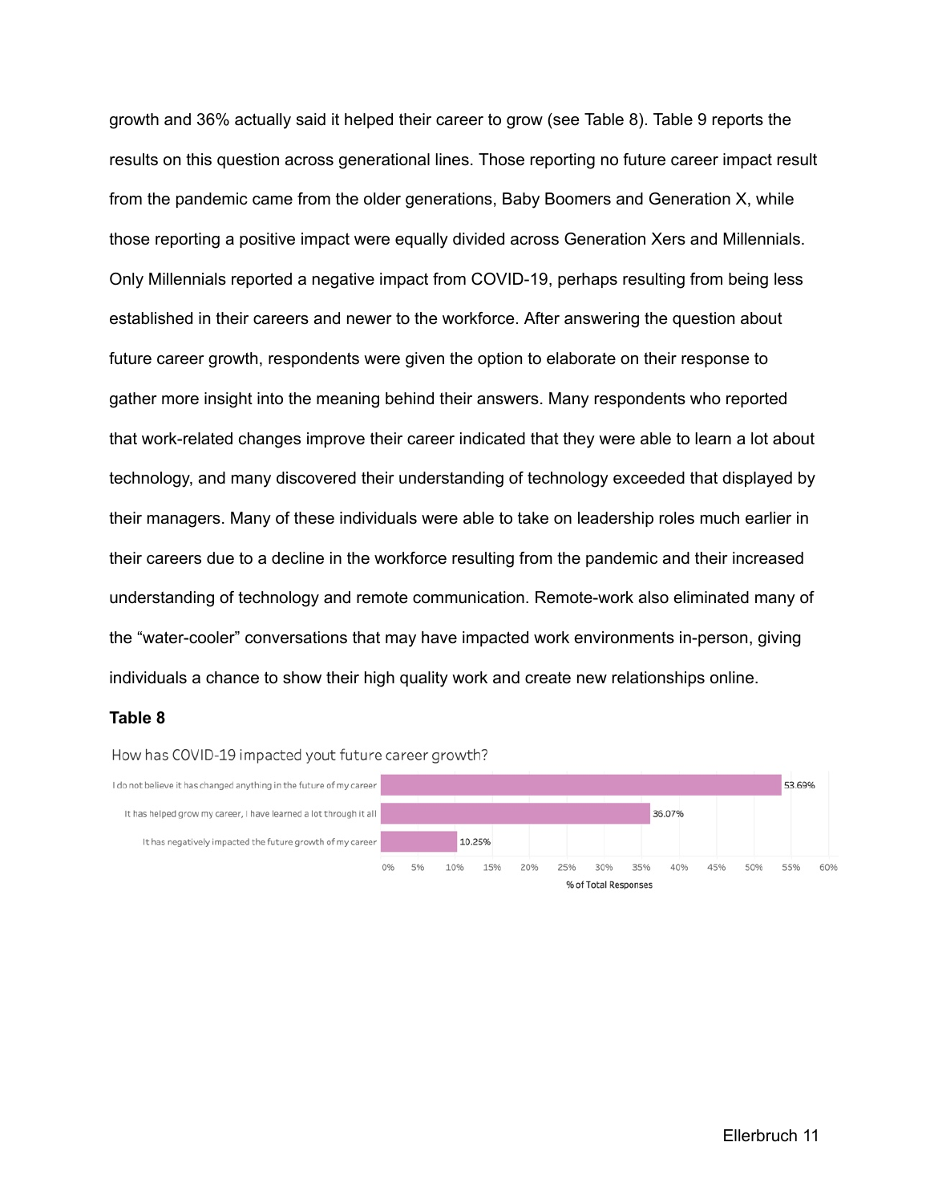growth and 36% actually said it helped their career to grow (see Table 8). Table 9 reports the results on this question across generational lines. Those reporting no future career impact result from the pandemic came from the older generations, Baby Boomers and Generation X, while those reporting a positive impact were equally divided across Generation Xers and Millennials. Only Millennials reported a negative impact from COVID-19, perhaps resulting from being less established in their careers and newer to the workforce. After answering the question about future career growth, respondents were given the option to elaborate on their response to gather more insight into the meaning behind their answers. Many respondents who reported that work-related changes improve their career indicated that they were able to learn a lot about technology, and many discovered their understanding of technology exceeded that displayed by their managers. Many of these individuals were able to take on leadership roles much earlier in their careers due to a decline in the workforce resulting from the pandemic and their increased understanding of technology and remote communication. Remote-work also eliminated many of the “water-cooler” conversations that may have impacted work environments in-person, giving individuals a chance to show their high quality work and create new relationships online.

**Table 8**

How has COVID-19 impacted yout future career growth?

| Response | % of Total Responses |
| --- | --- |
| I do not believe it has changed anything in the future of my career | 53.69% |
| It has helped grow my career, I have learned a lot through it all | 36.07% |
| It has negatively impacted the future growth of my career | 10.25% |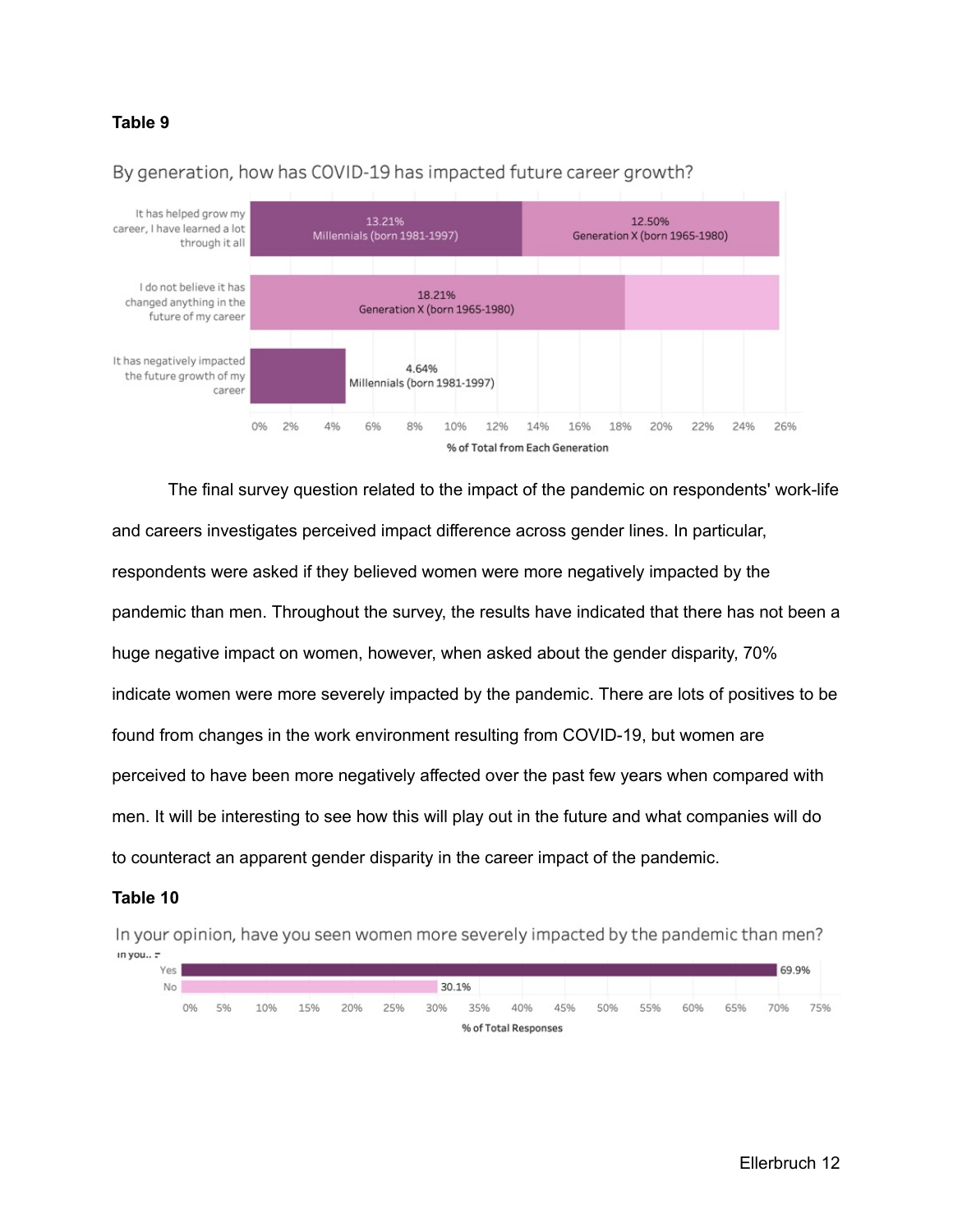**Table 9**

By generation, how has COVID-19 has impacted future career growth?

| Response | Millennials (born 1981-1997) | Generation X (born 1965-1980) |
| --- | --- | --- |
| It has helped grow my career, I have learned a lot through it all | 13.21% | 12.50% |
| I do not believe it has changed anything in the future of my career | | 18.21% |
| It has negatively impacted the future growth of my career | 4.64% | |

% of Total from Each Generation

The final survey question related to the impact of the pandemic on respondents' work-life and careers investigates perceived impact difference across gender lines. In particular, respondents were asked if they believed women were more negatively impacted by the pandemic than men. Throughout the survey, the results have indicated that there has not been a huge negative impact on women, however, when asked about the gender disparity, 70% indicate women were more severely impacted by the pandemic. There are lots of positives to be found from changes in the work environment resulting from COVID-19, but women are perceived to have been more negatively affected over the past few years when compared with men. It will be interesting to see how this will play out in the future and what companies will do to counteract an apparent gender disparity in the career impact of the pandemic.

**Table 10**

In your opinion, have you seen women more severely impacted by the pandemic than men?

| In you.. | % of Total Responses |
| --- | --- |
| Yes | 69.9% |
| No | 30.1% |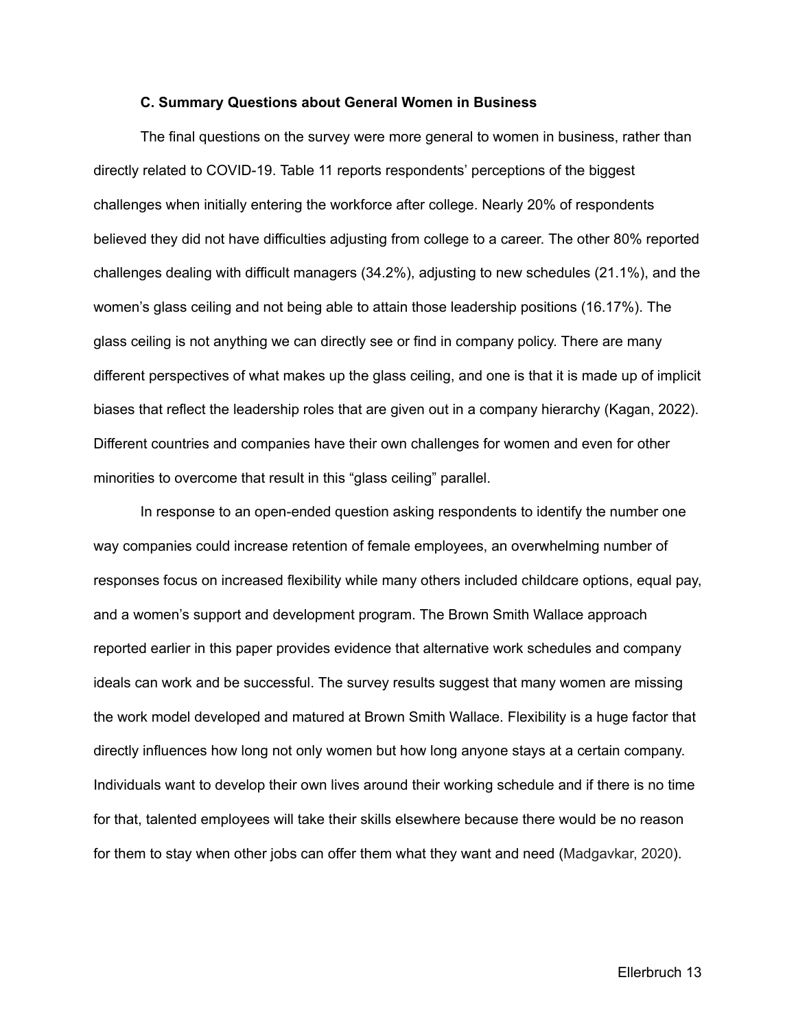### C. Summary Questions about General Women in Business

The final questions on the survey were more general to women in business, rather than directly related to COVID-19. Table 11 reports respondents' perceptions of the biggest challenges when initially entering the workforce after college. Nearly 20% of respondents believed they did not have difficulties adjusting from college to a career. The other 80% reported challenges dealing with difficult managers (34.2%), adjusting to new schedules (21.1%), and the women's glass ceiling and not being able to attain those leadership positions (16.17%). The glass ceiling is not anything we can directly see or find in company policy. There are many different perspectives of what makes up the glass ceiling, and one is that it is made up of implicit biases that reflect the leadership roles that are given out in a company hierarchy (Kagan, 2022). Different countries and companies have their own challenges for women and even for other minorities to overcome that result in this "glass ceiling" parallel.

In response to an open-ended question asking respondents to identify the number one way companies could increase retention of female employees, an overwhelming number of responses focus on increased flexibility while many others included childcare options, equal pay, and a women's support and development program. The Brown Smith Wallace approach reported earlier in this paper provides evidence that alternative work schedules and company ideals can work and be successful. The survey results suggest that many women are missing the work model developed and matured at Brown Smith Wallace. Flexibility is a huge factor that directly influences how long not only women but how long anyone stays at a certain company. Individuals want to develop their own lives around their working schedule and if there is no time for that, talented employees will take their skills elsewhere because there would be no reason for them to stay when other jobs can offer them what they want and need (Madgavkar, 2020).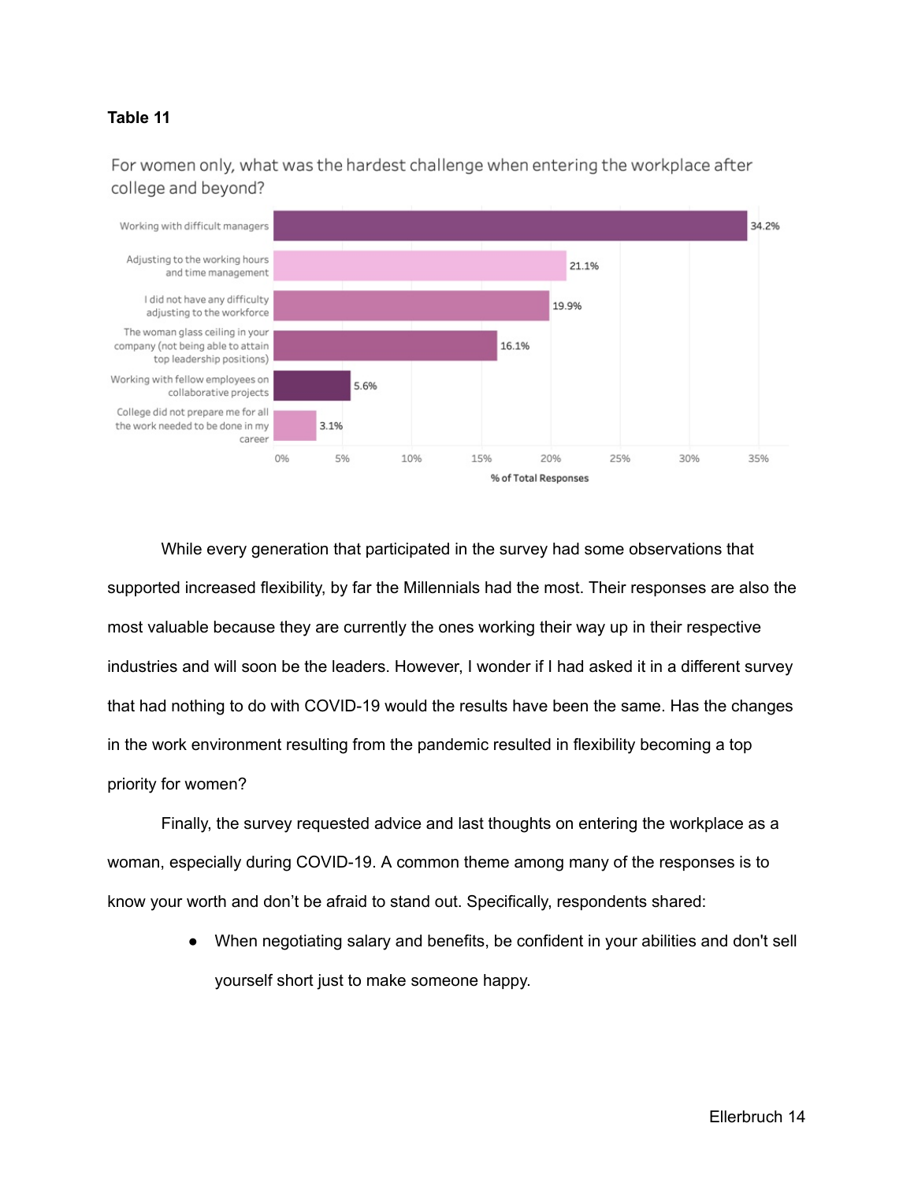**Table 11**

For women only, what was the hardest challenge when entering the workplace after college and beyond?

| Challenge | % of Total Responses |
| --- | --- |
| Working with difficult managers | 34.2% |
| Adjusting to the working hours and time management | 21.1% |
| I did not have any difficulty adjusting to the workforce | 19.9% |
| The woman glass ceiling in your company (not being able to attain top leadership positions) | 16.1% |
| Working with fellow employees on collaborative projects | 5.6% |
| College did not prepare me for all the work needed to be done in my career | 3.1% |

While every generation that participated in the survey had some observations that supported increased flexibility, by far the Millennials had the most. Their responses are also the most valuable because they are currently the ones working their way up in their respective industries and will soon be the leaders. However, I wonder if I had asked it in a different survey that had nothing to do with COVID-19 would the results have been the same. Has the changes in the work environment resulting from the pandemic resulted in flexibility becoming a top priority for women?

Finally, the survey requested advice and last thoughts on entering the workplace as a woman, especially during COVID-19. A common theme among many of the responses is to know your worth and don't be afraid to stand out. Specifically, respondents shared:

- When negotiating salary and benefits, be confident in your abilities and don't sell yourself short just to make someone happy.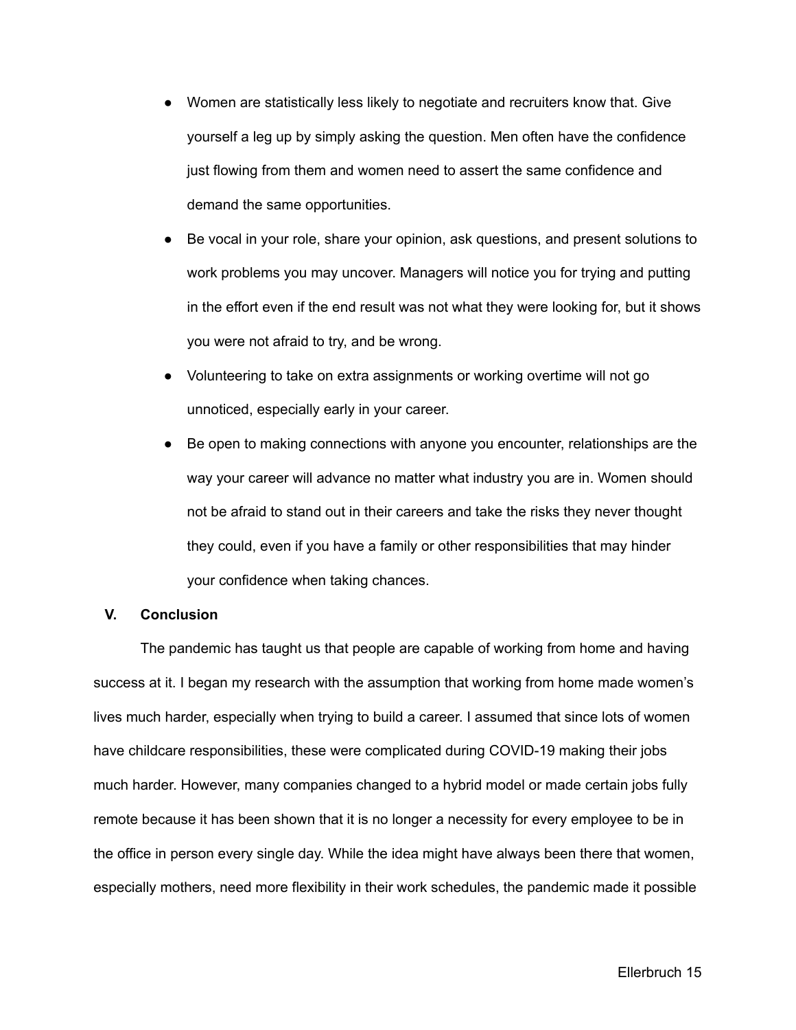- Women are statistically less likely to negotiate and recruiters know that. Give yourself a leg up by simply asking the question. Men often have the confidence just flowing from them and women need to assert the same confidence and demand the same opportunities.
- Be vocal in your role, share your opinion, ask questions, and present solutions to work problems you may uncover. Managers will notice you for trying and putting in the effort even if the end result was not what they were looking for, but it shows you were not afraid to try, and be wrong.
- Volunteering to take on extra assignments or working overtime will not go unnoticed, especially early in your career.
- Be open to making connections with anyone you encounter, relationships are the way your career will advance no matter what industry you are in. Women should not be afraid to stand out in their careers and take the risks they never thought they could, even if you have a family or other responsibilities that may hinder your confidence when taking chances.

## V. Conclusion

The pandemic has taught us that people are capable of working from home and having success at it. I began my research with the assumption that working from home made women's lives much harder, especially when trying to build a career. I assumed that since lots of women have childcare responsibilities, these were complicated during COVID-19 making their jobs much harder. However, many companies changed to a hybrid model or made certain jobs fully remote because it has been shown that it is no longer a necessity for every employee to be in the office in person every single day. While the idea might have always been there that women, especially mothers, need more flexibility in their work schedules, the pandemic made it possible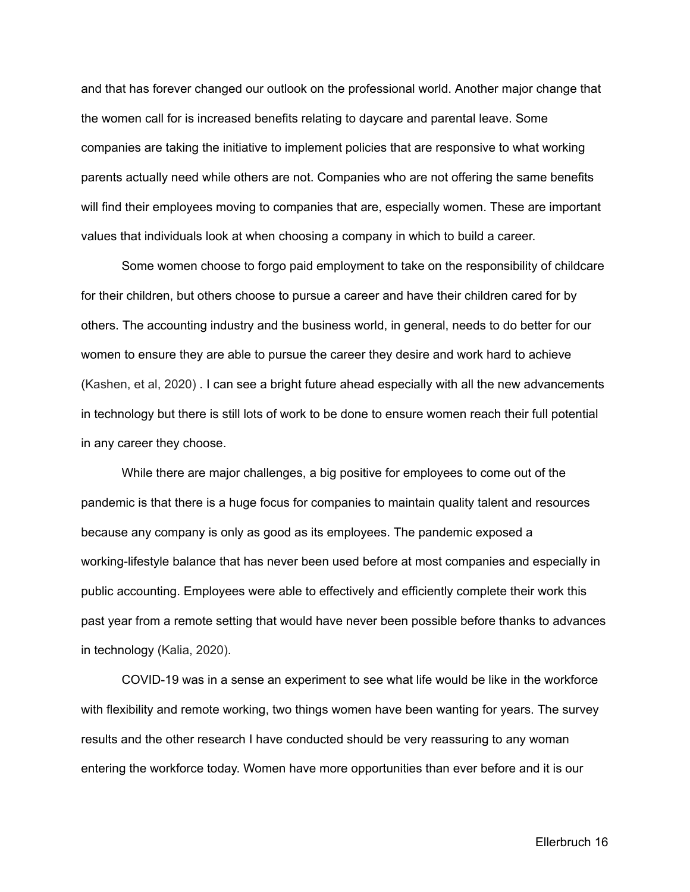and that has forever changed our outlook on the professional world. Another major change that the women call for is increased benefits relating to daycare and parental leave. Some companies are taking the initiative to implement policies that are responsive to what working parents actually need while others are not. Companies who are not offering the same benefits will find their employees moving to companies that are, especially women. These are important values that individuals look at when choosing a company in which to build a career.

Some women choose to forgo paid employment to take on the responsibility of childcare for their children, but others choose to pursue a career and have their children cared for by others. The accounting industry and the business world, in general, needs to do better for our women to ensure they are able to pursue the career they desire and work hard to achieve (Kashen, et al, 2020) . I can see a bright future ahead especially with all the new advancements in technology but there is still lots of work to be done to ensure women reach their full potential in any career they choose.

While there are major challenges, a big positive for employees to come out of the pandemic is that there is a huge focus for companies to maintain quality talent and resources because any company is only as good as its employees. The pandemic exposed a working-lifestyle balance that has never been used before at most companies and especially in public accounting. Employees were able to effectively and efficiently complete their work this past year from a remote setting that would have never been possible before thanks to advances in technology (Kalia, 2020).

COVID-19 was in a sense an experiment to see what life would be like in the workforce with flexibility and remote working, two things women have been wanting for years. The survey results and the other research I have conducted should be very reassuring to any woman entering the workforce today. Women have more opportunities than ever before and it is our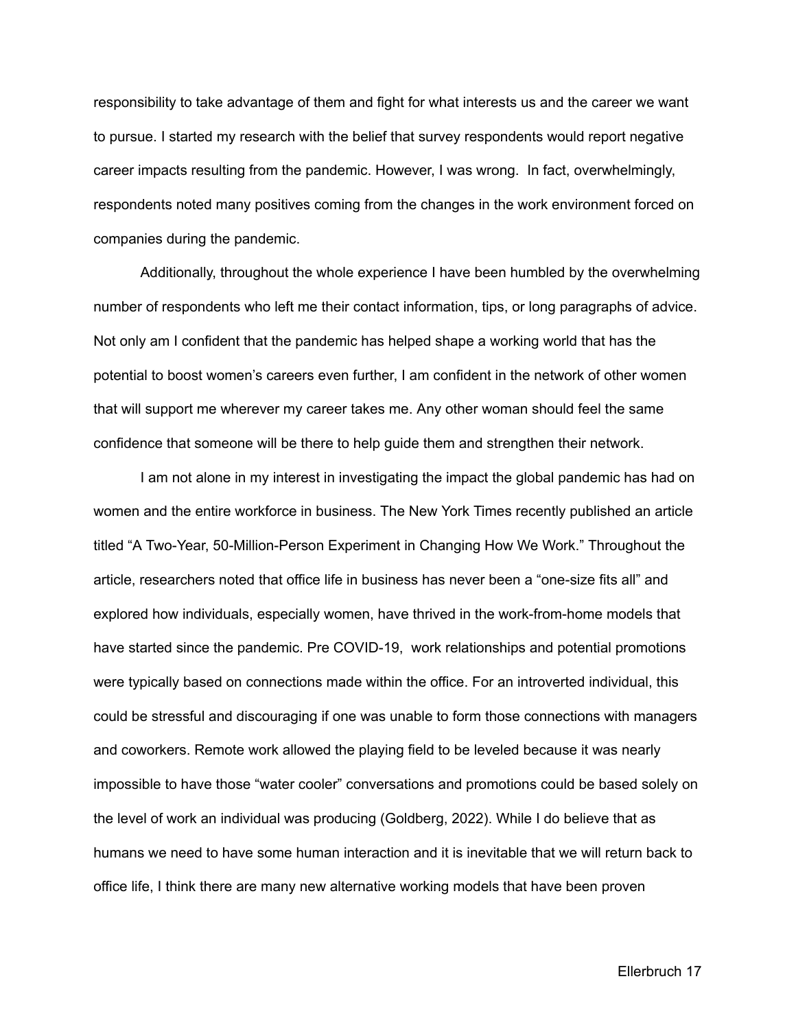responsibility to take advantage of them and fight for what interests us and the career we want to pursue. I started my research with the belief that survey respondents would report negative career impacts resulting from the pandemic. However, I was wrong.  In fact, overwhelmingly, respondents noted many positives coming from the changes in the work environment forced on companies during the pandemic.

Additionally, throughout the whole experience I have been humbled by the overwhelming number of respondents who left me their contact information, tips, or long paragraphs of advice. Not only am I confident that the pandemic has helped shape a working world that has the potential to boost women's careers even further, I am confident in the network of other women that will support me wherever my career takes me. Any other woman should feel the same confidence that someone will be there to help guide them and strengthen their network.

I am not alone in my interest in investigating the impact the global pandemic has had on women and the entire workforce in business. The New York Times recently published an article titled "A Two-Year, 50-Million-Person Experiment in Changing How We Work." Throughout the article, researchers noted that office life in business has never been a "one-size fits all" and explored how individuals, especially women, have thrived in the work-from-home models that have started since the pandemic. Pre COVID-19,  work relationships and potential promotions were typically based on connections made within the office. For an introverted individual, this could be stressful and discouraging if one was unable to form those connections with managers and coworkers. Remote work allowed the playing field to be leveled because it was nearly impossible to have those "water cooler" conversations and promotions could be based solely on the level of work an individual was producing (Goldberg, 2022). While I do believe that as humans we need to have some human interaction and it is inevitable that we will return back to office life, I think there are many new alternative working models that have been proven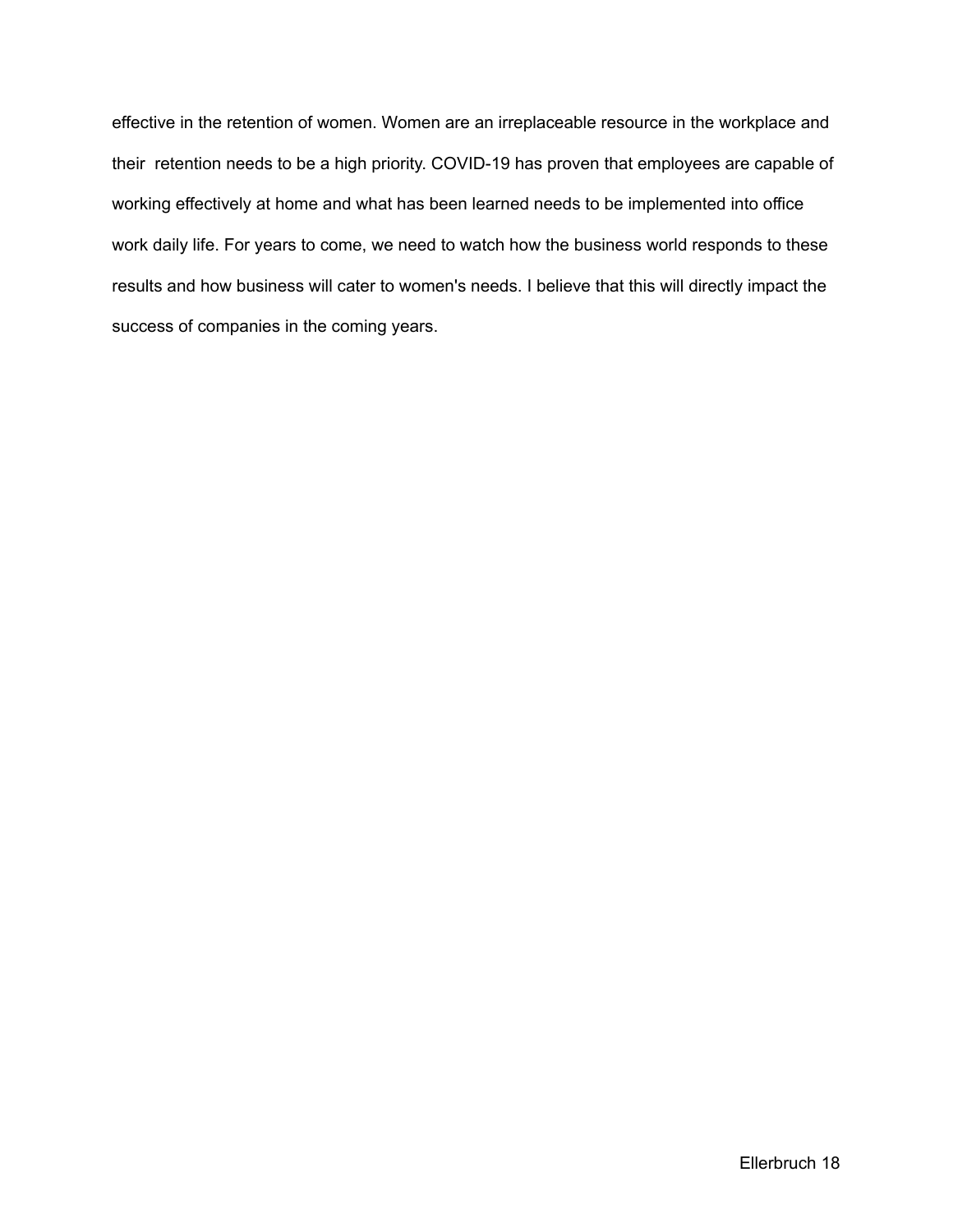effective in the retention of women. Women are an irreplaceable resource in the workplace and their retention needs to be a high priority. COVID-19 has proven that employees are capable of working effectively at home and what has been learned needs to be implemented into office work daily life. For years to come, we need to watch how the business world responds to these results and how business will cater to women's needs. I believe that this will directly impact the success of companies in the coming years.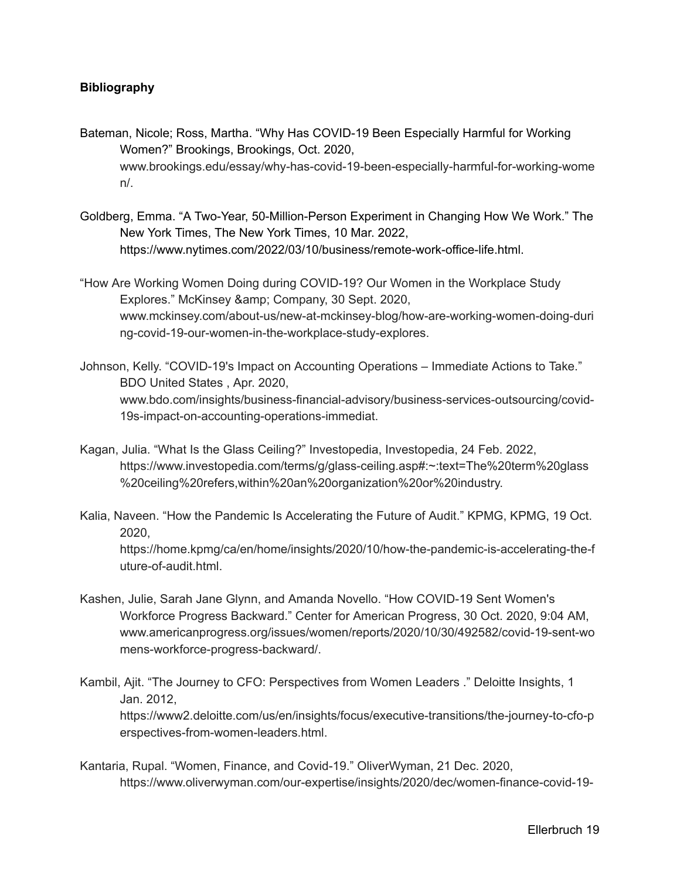**Bibliography**

Bateman, Nicole; Ross, Martha. "Why Has COVID-19 Been Especially Harmful for Working Women?" Brookings, Brookings, Oct. 2020, www.brookings.edu/essay/why-has-covid-19-been-especially-harmful-for-working-women/.

Goldberg, Emma. "A Two-Year, 50-Million-Person Experiment in Changing How We Work." The New York Times, The New York Times, 10 Mar. 2022, https://www.nytimes.com/2022/03/10/business/remote-work-office-life.html.

"How Are Working Women Doing during COVID-19? Our Women in the Workplace Study Explores." McKinsey &amp; Company, 30 Sept. 2020, www.mckinsey.com/about-us/new-at-mckinsey-blog/how-are-working-women-doing-during-covid-19-our-women-in-the-workplace-study-explores.

Johnson, Kelly. "COVID-19's Impact on Accounting Operations – Immediate Actions to Take." BDO United States , Apr. 2020, www.bdo.com/insights/business-financial-advisory/business-services-outsourcing/covid-19s-impact-on-accounting-operations-immediat.

Kagan, Julia. "What Is the Glass Ceiling?" Investopedia, Investopedia, 24 Feb. 2022, https://www.investopedia.com/terms/g/glass-ceiling.asp#:~:text=The%20term%20glass%20ceiling%20refers,within%20an%20organization%20or%20industry.

Kalia, Naveen. "How the Pandemic Is Accelerating the Future of Audit." KPMG, KPMG, 19 Oct. 2020, https://home.kpmg/ca/en/home/insights/2020/10/how-the-pandemic-is-accelerating-the-future-of-audit.html.

Kashen, Julie, Sarah Jane Glynn, and Amanda Novello. "How COVID-19 Sent Women's Workforce Progress Backward." Center for American Progress, 30 Oct. 2020, 9:04 AM, www.americanprogress.org/issues/women/reports/2020/10/30/492582/covid-19-sent-womens-workforce-progress-backward/.

Kambil, Ajit. "The Journey to CFO: Perspectives from Women Leaders ." Deloitte Insights, 1 Jan. 2012, https://www2.deloitte.com/us/en/insights/focus/executive-transitions/the-journey-to-cfo-perspectives-from-women-leaders.html.

Kantaria, Rupal. "Women, Finance, and Covid-19." OliverWyman, 21 Dec. 2020, https://www.oliverwyman.com/our-expertise/insights/2020/dec/women-finance-covid-19-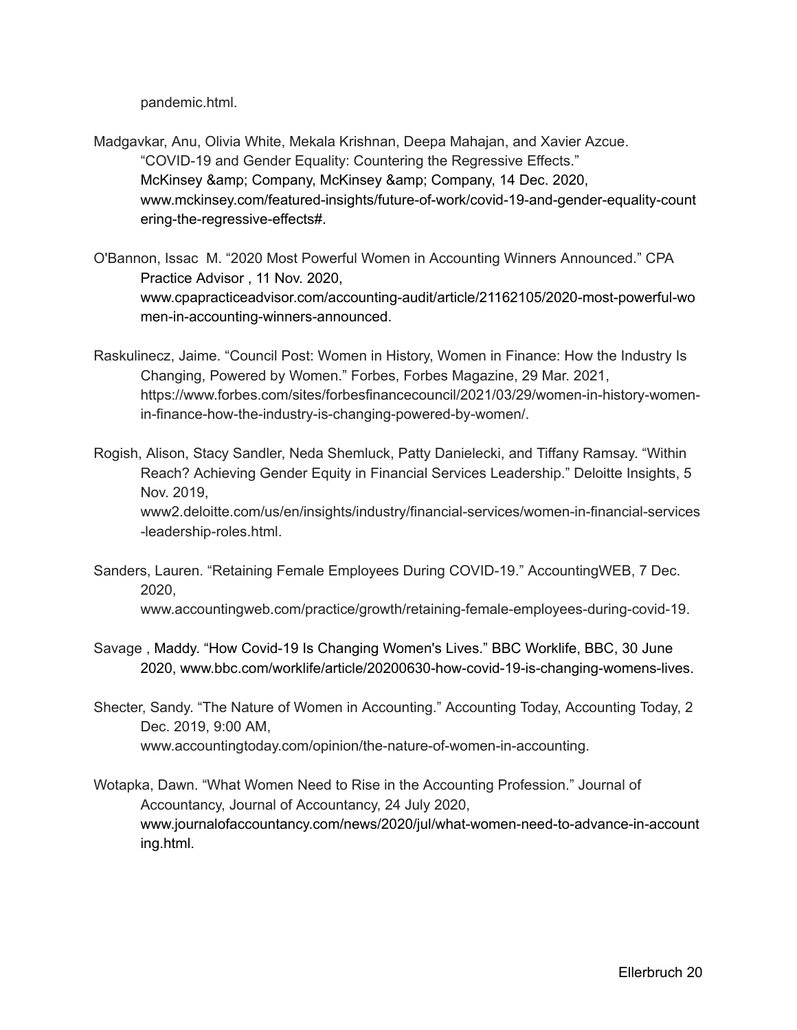pandemic.html.

Madgavkar, Anu, Olivia White, Mekala Krishnan, Deepa Mahajan, and Xavier Azcue. "COVID-19 and Gender Equality: Countering the Regressive Effects." McKinsey &amp; Company, McKinsey &amp; Company, 14 Dec. 2020, www.mckinsey.com/featured-insights/future-of-work/covid-19-and-gender-equality-countering-the-regressive-effects#.

O'Bannon, Issac M. "2020 Most Powerful Women in Accounting Winners Announced." CPA Practice Advisor , 11 Nov. 2020, www.cpapracticeadvisor.com/accounting-audit/article/21162105/2020-most-powerful-women-in-accounting-winners-announced.

Raskulinecz, Jaime. "Council Post: Women in History, Women in Finance: How the Industry Is Changing, Powered by Women." Forbes, Forbes Magazine, 29 Mar. 2021, https://www.forbes.com/sites/forbesfinancecouncil/2021/03/29/women-in-history-women-in-finance-how-the-industry-is-changing-powered-by-women/.

Rogish, Alison, Stacy Sandler, Neda Shemluck, Patty Danielecki, and Tiffany Ramsay. "Within Reach? Achieving Gender Equity in Financial Services Leadership." Deloitte Insights, 5 Nov. 2019, www2.deloitte.com/us/en/insights/industry/financial-services/women-in-financial-services-leadership-roles.html.

Sanders, Lauren. "Retaining Female Employees During COVID-19." AccountingWEB, 7 Dec. 2020, www.accountingweb.com/practice/growth/retaining-female-employees-during-covid-19.

Savage , Maddy. "How Covid-19 Is Changing Women's Lives." BBC Worklife, BBC, 30 June 2020, www.bbc.com/worklife/article/20200630-how-covid-19-is-changing-womens-lives.

Shecter, Sandy. "The Nature of Women in Accounting." Accounting Today, Accounting Today, 2 Dec. 2019, 9:00 AM, www.accountingtoday.com/opinion/the-nature-of-women-in-accounting.

Wotapka, Dawn. "What Women Need to Rise in the Accounting Profession." Journal of Accountancy, Journal of Accountancy, 24 July 2020, www.journalofaccountancy.com/news/2020/jul/what-women-need-to-advance-in-accounting.html.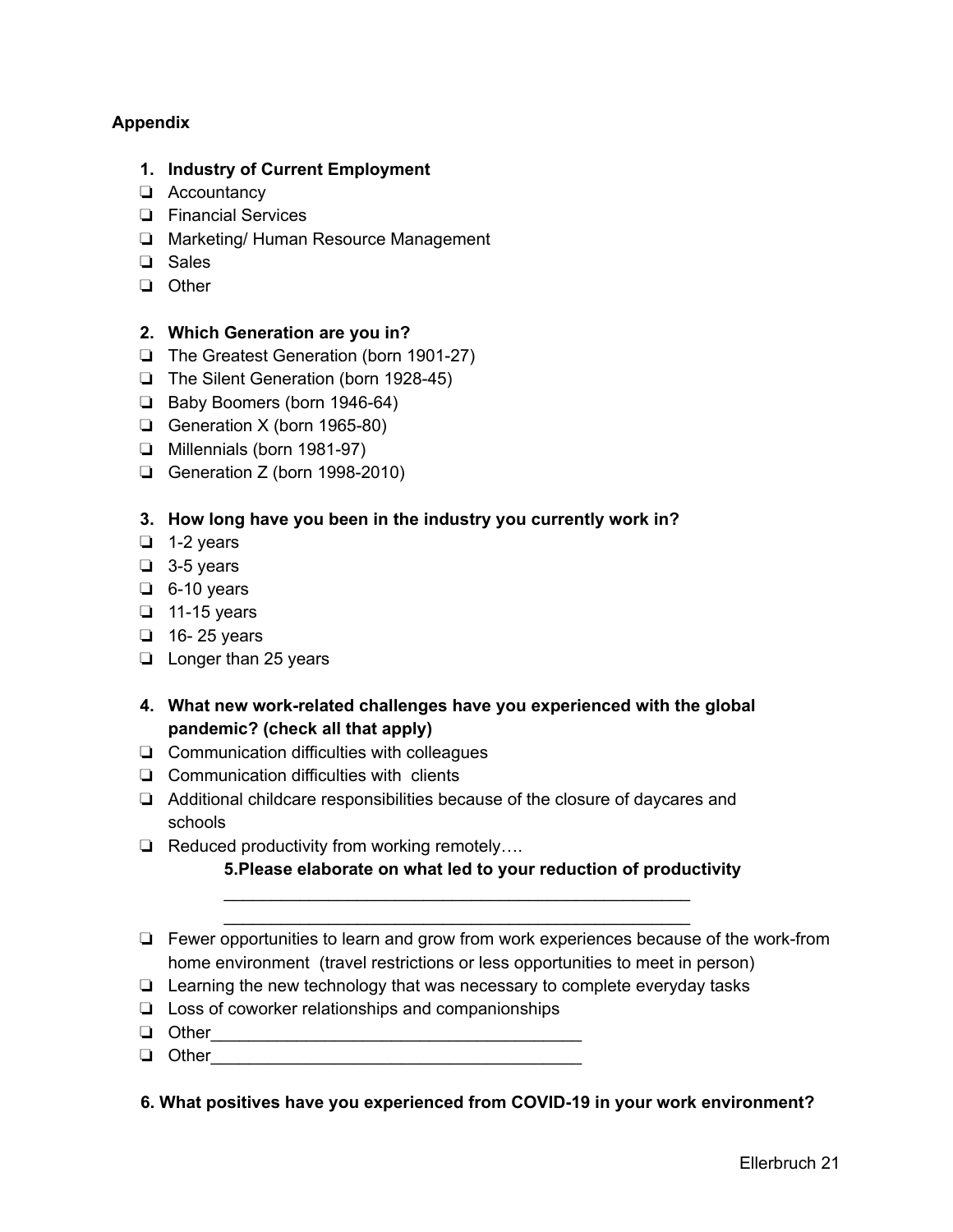**Appendix**

1. **Industry of Current Employment**

- ❏ Accountancy
- ❏ Financial Services
- ❏ Marketing/ Human Resource Management
- ❏ Sales
- ❏ Other

2. **Which Generation are you in?**

- ❏ The Greatest Generation (born 1901-27)
- ❏ The Silent Generation (born 1928-45)
- ❏ Baby Boomers (born 1946-64)
- ❏ Generation X (born 1965-80)
- ❏ Millennials (born 1981-97)
- ❏ Generation Z (born 1998-2010)

3. **How long have you been in the industry you currently work in?**

- ❏ 1-2 years
- ❏ 3-5 years
- ❏ 6-10 years
- ❏ 11-15 years
- ❏ 16- 25 years
- ❏ Longer than 25 years

4. **What new work-related challenges have you experienced with the global pandemic? (check all that apply)**

- ❏ Communication difficulties with colleagues
- ❏ Communication difficulties with clients
- ❏ Additional childcare responsibilities because of the closure of daycares and schools
- ❏ Reduced productivity from working remotely….

    **5.Please elaborate on what led to your reduction of productivity**

    ___________________________________________________

    ___________________________________________________

- ❏ Fewer opportunities to learn and grow from work experiences because of the work-from home environment (travel restrictions or less opportunities to meet in person)
- ❏ Learning the new technology that was necessary to complete everyday tasks
- ❏ Loss of coworker relationships and companionships
- ❏ Other_______________________________________
- ❏ Other_______________________________________

**6. What positives have you experienced from COVID-19 in your work environment?**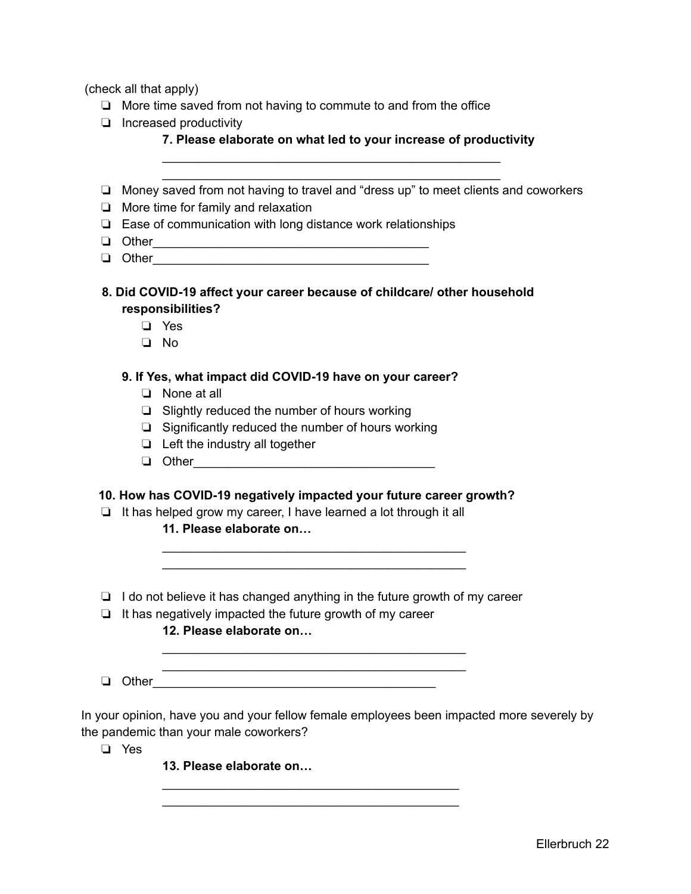(check all that apply)

- ❏ More time saved from not having to commute to and from the office
- ❏ Increased productivity

  **7. Please elaborate on what led to your increase of productivity**

  ___________________________________________________

  ___________________________________________________

- ❏ Money saved from not having to travel and "dress up" to meet clients and coworkers
- ❏ More time for family and relaxation
- ❏ Ease of communication with long distance work relationships
- ❏ Other_________________________________________
- ❏ Other_________________________________________

**8. Did COVID-19 affect your career because of childcare/ other household responsibilities?**

- ❏ Yes
- ❏ No

**9. If Yes, what impact did COVID-19 have on your career?**

- ❏ None at all
- ❏ Slightly reduced the number of hours working
- ❏ Significantly reduced the number of hours working
- ❏ Left the industry all together
- ❏ Other____________________________________

**10. How has COVID-19 negatively impacted your future career growth?**

- ❏ It has helped grow my career, I have learned a lot through it all

  **11. Please elaborate on…**

  ______________________________________________

  ______________________________________________

- ❏ I do not believe it has changed anything in the future growth of my career
- ❏ It has negatively impacted the future growth of my career

  **12. Please elaborate on…**

  ______________________________________________

  ______________________________________________

- ❏ Other___________________________________________

In your opinion, have you and your fellow female employees been impacted more severely by the pandemic than your male coworkers?

- ❏ Yes

  **13. Please elaborate on…**

  _____________________________________________

  _____________________________________________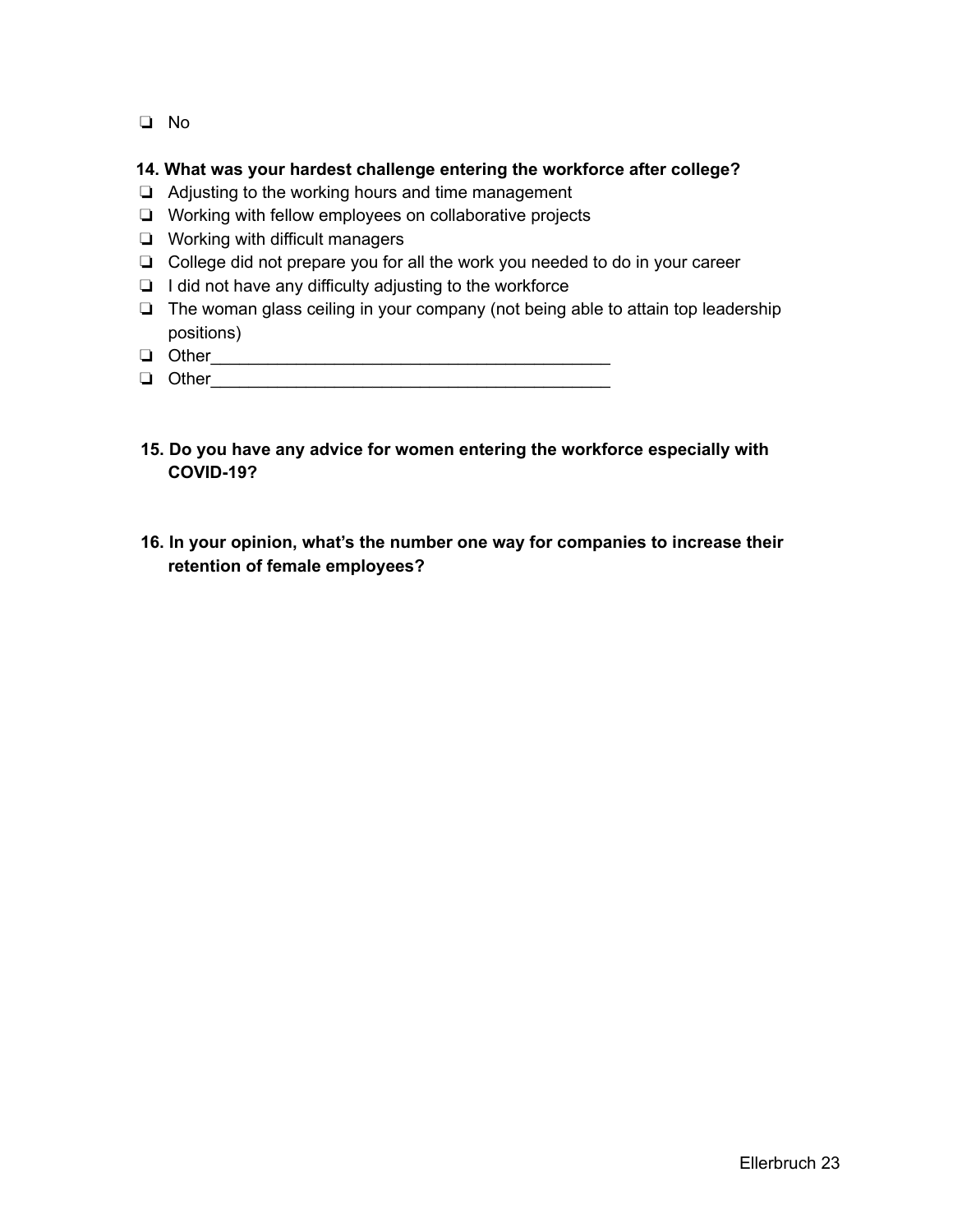- ❏ No

**14. What was your hardest challenge entering the workforce after college?**

- ❏ Adjusting to the working hours and time management
- ❏ Working with fellow employees on collaborative projects
- ❏ Working with difficult managers
- ❏ College did not prepare you for all the work you needed to do in your career
- ❏ I did not have any difficulty adjusting to the workforce
- ❏ The woman glass ceiling in your company (not being able to attain top leadership positions)
- ❏ Other__________________________________________
- ❏ Other__________________________________________

**15. Do you have any advice for women entering the workforce especially with COVID-19?**

**16. In your opinion, what's the number one way for companies to increase their retention of female employees?**